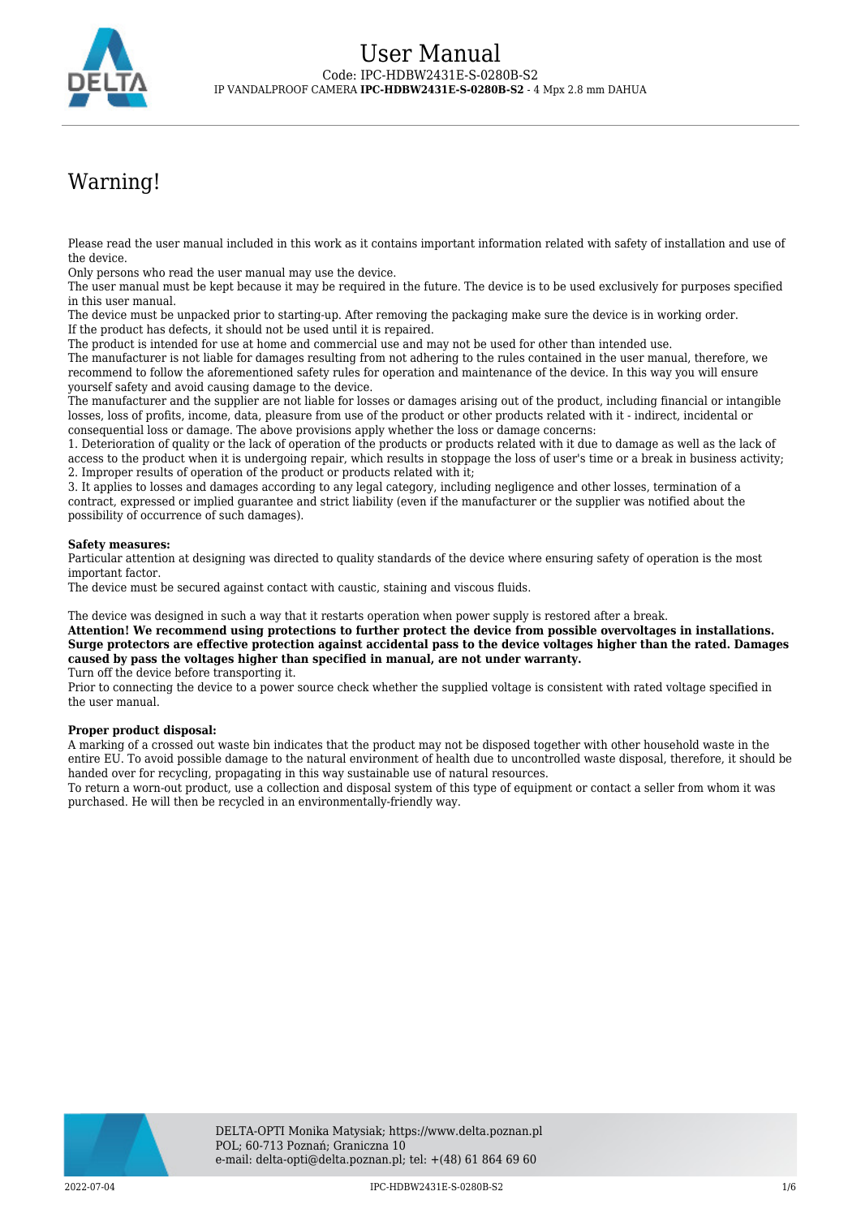# User Manual

Code: IPC-HDBW2431E-S-0280B-S2

IP VANDALPROOF CAMERA **IPC-HDBW2431E-S-0280B-S2** - 4 Mpx 2.8 mm DAHUA

## Warning!

Please read the user manual included in this work as it contains important information related with safety of installation and use of the device.
Only persons who read the user manual may use the device.
The user manual must be kept because it may be required in the future. The device is to be used exclusively for purposes specified in this user manual.
The device must be unpacked prior to starting-up. After removing the packaging make sure the device is in working order.
If the product has defects, it should not be used until it is repaired.
The product is intended for use at home and commercial use and may not be used for other than intended use.
The manufacturer is not liable for damages resulting from not adhering to the rules contained in the user manual, therefore, we recommend to follow the aforementioned safety rules for operation and maintenance of the device. In this way you will ensure yourself safety and avoid causing damage to the device.
The manufacturer and the supplier are not liable for losses or damages arising out of the product, including financial or intangible losses, loss of profits, income, data, pleasure from use of the product or other products related with it - indirect, incidental or consequential loss or damage. The above provisions apply whether the loss or damage concerns:
1. Deterioration of quality or the lack of operation of the products or products related with it due to damage as well as the lack of access to the product when it is undergoing repair, which results in stoppage the loss of user's time or a break in business activity;
2. Improper results of operation of the product or products related with it;
3. It applies to losses and damages according to any legal category, including negligence and other losses, termination of a contract, expressed or implied guarantee and strict liability (even if the manufacturer or the supplier was notified about the possibility of occurrence of such damages).

**Safety measures:**
Particular attention at designing was directed to quality standards of the device where ensuring safety of operation is the most important factor.
The device must be secured against contact with caustic, staining and viscous fluids.

The device was designed in such a way that it restarts operation when power supply is restored after a break.
**Attention! We recommend using protections to further protect the device from possible overvoltages in installations. Surge protectors are effective protection against accidental pass to the device voltages higher than the rated. Damages caused by pass the voltages higher than specified in manual, are not under warranty.**
Turn off the device before transporting it.
Prior to connecting the device to a power source check whether the supplied voltage is consistent with rated voltage specified in the user manual.

**Proper product disposal:**
A marking of a crossed out waste bin indicates that the product may not be disposed together with other household waste in the entire EU. To avoid possible damage to the natural environment of health due to uncontrolled waste disposal, therefore, it should be handed over for recycling, propagating in this way sustainable use of natural resources.
To return a worn-out product, use a collection and disposal system of this type of equipment or contact a seller from whom it was purchased. He will then be recycled in an environmentally-friendly way.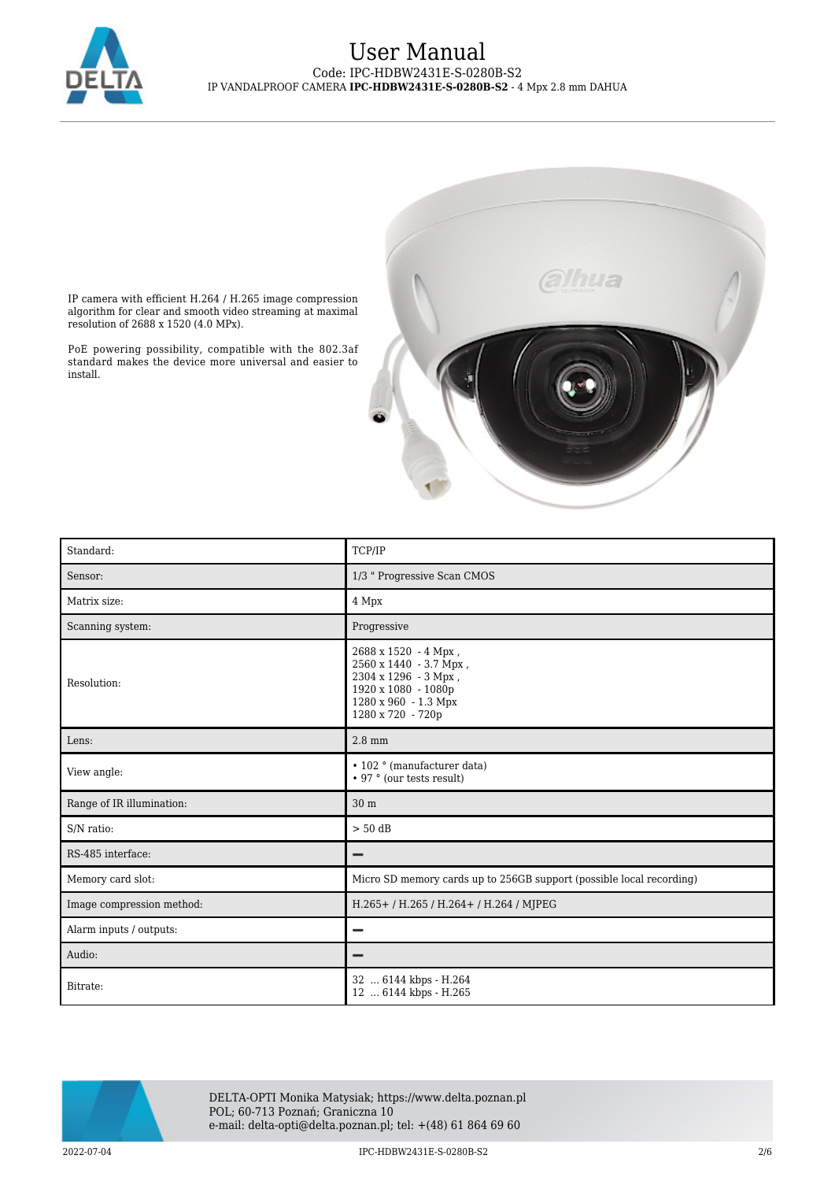IP camera with efficient H.264 / H.265 image compression algorithm for clear and smooth video streaming at maximal resolution of 2688 x 1520 (4.0 MPx).

PoE powering possibility, compatible with the 802.3af standard makes the device more universal and easier to install.

| | |
|---|---|
| Standard: | TCP/IP |
| Sensor: | 1/3 " Progressive Scan CMOS |
| Matrix size: | 4 Mpx |
| Scanning system: | Progressive |
| Resolution: | 2688 x 1520 - 4 Mpx ,<br>2560 x 1440 - 3.7 Mpx ,<br>2304 x 1296 - 3 Mpx ,<br>1920 x 1080 - 1080p<br>1280 x 960 - 1.3 Mpx<br>1280 x 720 - 720p |
| Lens: | 2.8 mm |
| View angle: | • 102 ° (manufacturer data)<br>• 97 ° (our tests result) |
| Range of IR illumination: | 30 m |
| S/N ratio: | > 50 dB |
| RS-485 interface: | – |
| Memory card slot: | Micro SD memory cards up to 256GB support (possible local recording) |
| Image compression method: | H.265+ / H.265 / H.264+ / H.264 / MJPEG |
| Alarm inputs / outputs: | – |
| Audio: | – |
| Bitrate: | 32 ... 6144 kbps - H.264<br>12 ... 6144 kbps - H.265 |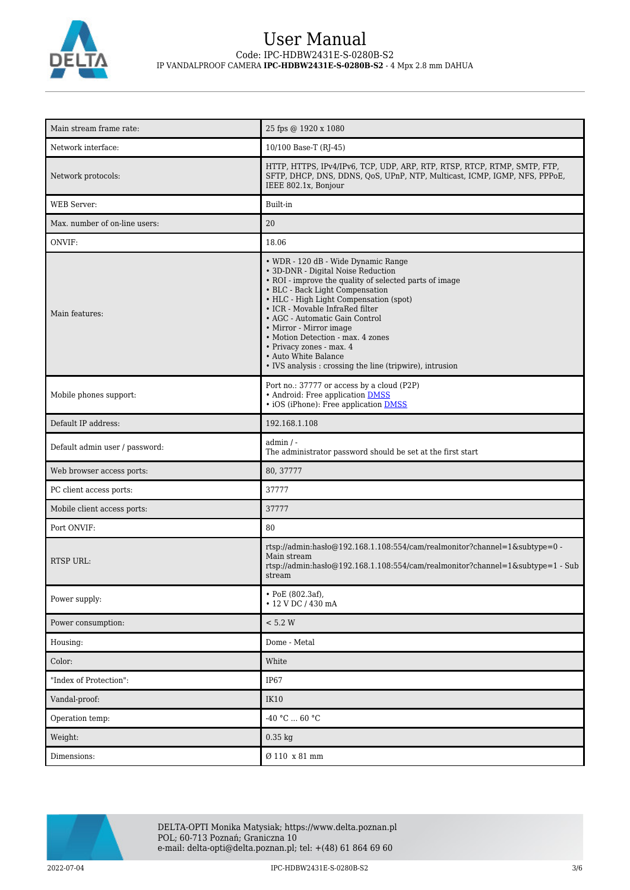| | |
|---|---|
| Main stream frame rate: | 25 fps @ 1920 x 1080 |
| Network interface: | 10/100 Base-T (RJ-45) |
| Network protocols: | HTTP, HTTPS, IPv4/IPv6, TCP, UDP, ARP, RTP, RTSP, RTCP, RTMP, SMTP, FTP, SFTP, DHCP, DNS, DDNS, QoS, UPnP, NTP, Multicast, ICMP, IGMP, NFS, PPPoE, IEEE 802.1x, Bonjour |
| WEB Server: | Built-in |
| Max. number of on-line users: | 20 |
| ONVIF: | 18.06 |
| Main features: | • WDR - 120 dB - Wide Dynamic Range<br>• 3D-DNR - Digital Noise Reduction<br>• ROI - improve the quality of selected parts of image<br>• BLC - Back Light Compensation<br>• HLC - High Light Compensation (spot)<br>• ICR - Movable InfraRed filter<br>• AGC - Automatic Gain Control<br>• Mirror - Mirror image<br>• Motion Detection - max. 4 zones<br>• Privacy zones - max. 4<br>• Auto White Balance<br>• IVS analysis : crossing the line (tripwire), intrusion |
| Mobile phones support: | Port no.: 37777 or access by a cloud (P2P)<br>• Android: Free application DMSS<br>• iOS (iPhone): Free application DMSS |
| Default IP address: | 192.168.1.108 |
| Default admin user / password: | admin / -<br>The administrator password should be set at the first start |
| Web browser access ports: | 80, 37777 |
| PC client access ports: | 37777 |
| Mobile client access ports: | 37777 |
| Port ONVIF: | 80 |
| RTSP URL: | rtsp://admin:hasło@192.168.1.108:554/cam/realmonitor?channel=1&subtype=0 - Main stream<br>rtsp://admin:hasło@192.168.1.108:554/cam/realmonitor?channel=1&subtype=1 - Sub stream |
| Power supply: | • PoE (802.3af),<br>• 12 V DC / 430 mA |
| Power consumption: | < 5.2 W |
| Housing: | Dome - Metal |
| Color: | White |
| "Index of Protection": | IP67 |
| Vandal-proof: | IK10 |
| Operation temp: | -40 °C ... 60 °C |
| Weight: | 0.35 kg |
| Dimensions: | Ø 110 x 81 mm |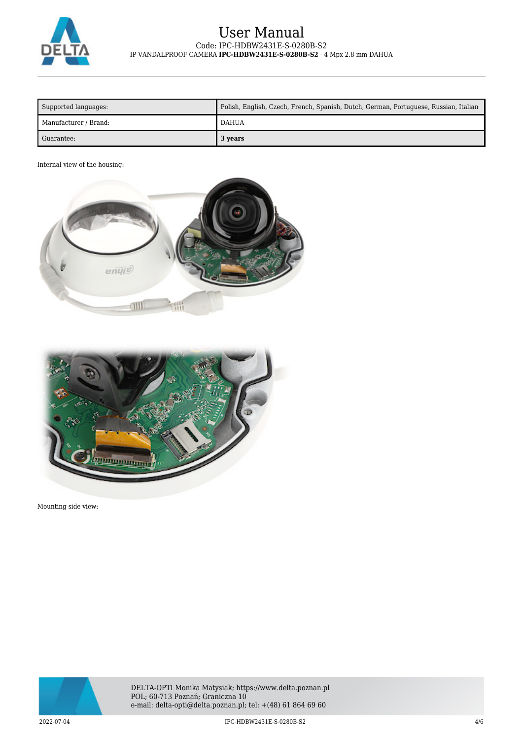| Supported languages: | Polish, English, Czech, French, Spanish, Dutch, German, Portuguese, Russian, Italian |
| --- | --- |
| Manufacturer / Brand: | DAHUA |
| Guarantee: | **3 years** |

Internal view of the housing:

Mounting side view: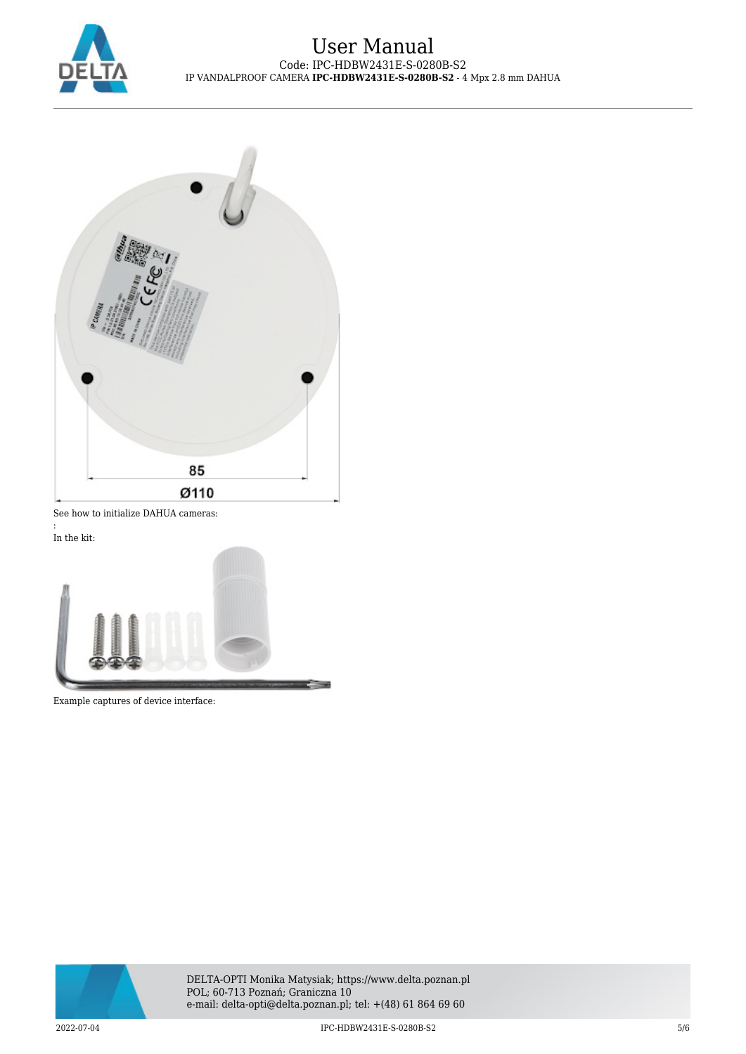85

Ø110

See how to initialize DAHUA cameras:

:

In the kit:

Example captures of device interface: